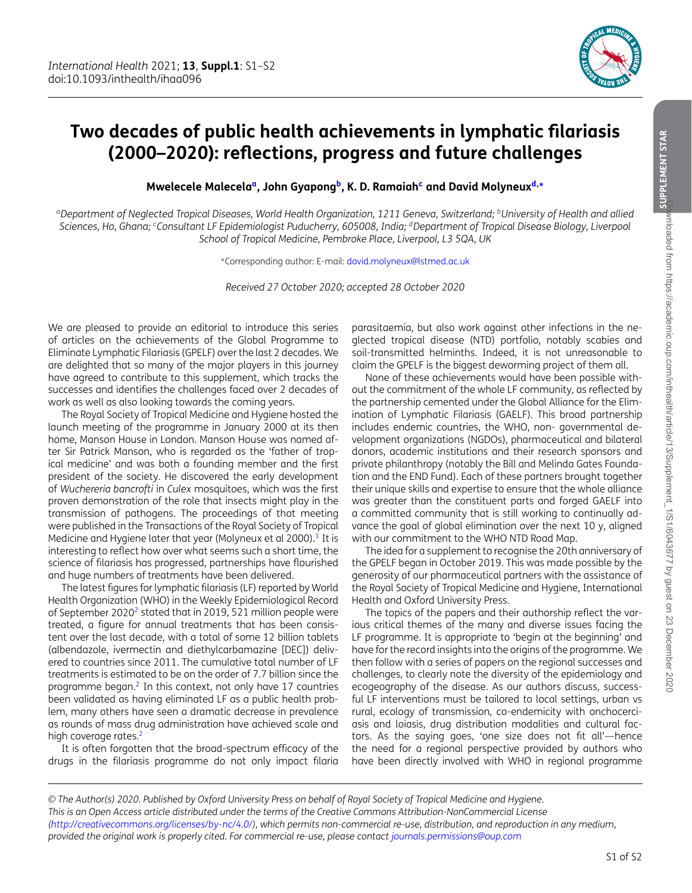# Two decades of public health achievements in lymphatic filariasis (2000–2020): reflections, progress and future challenges

**Mwelecele Malecela[a], John Gyapong[b], K. D. Ramaiah[c] and David Molyneux[d,*]**

[a]*Department of Neglected Tropical Diseases, World Health Organization, 1211 Geneva, Switzerland;* [b]*University of Health and allied Sciences, Ho, Ghana;* [c]*Consultant LF Epidemiologist Puducherry, 605008, India;* [d]*Department of Tropical Disease Biology, Liverpool School of Tropical Medicine, Pembroke Place, Liverpool, L3 5QA, UK*

*Corresponding author: E-mail: david.molyneux@lstmed.ac.uk

*Received 27 October 2020; accepted 28 October 2020*

We are pleased to provide an editorial to introduce this series of articles on the achievements of the Global Programme to Eliminate Lymphatic Filariasis (GPELF) over the last 2 decades. We are delighted that so many of the major players in this journey have agreed to contribute to this supplement, which tracks the successes and identifies the challenges faced over 2 decades of work as well as also looking towards the coming years.

The Royal Society of Tropical Medicine and Hygiene hosted the launch meeting of the programme in January 2000 at its then home, Manson House in London. Manson House was named after Sir Patrick Manson, who is regarded as the 'father of tropical medicine' and was both a founding member and the first president of the society. He discovered the early development of *Wuchereria bancrofti* in *Culex* mosquitoes, which was the first proven demonstration of the role that insects might play in the transmission of pathogens. The proceedings of that meeting were published in the Transactions of the Royal Society of Tropical Medicine and Hygiene later that year (Molyneux et al 2000).[1] It is interesting to reflect how over what seems such a short time, the science of filariasis has progressed, partnerships have flourished and huge numbers of treatments have been delivered.

The latest figures for lymphatic filariasis (LF) reported by World Health Organization (WHO) in the Weekly Epidemiological Record of September 2020[2] stated that in 2019, 521 million people were treated, a figure for annual treatments that has been consistent over the last decade, with a total of some 12 billion tablets (albendazole, ivermectin and diethylcarbamazine [DEC]) delivered to countries since 2011. The cumulative total number of LF treatments is estimated to be on the order of 7.7 billion since the programme began.[2] In this context, not only have 17 countries been validated as having eliminated LF as a public health problem, many others have seen a dramatic decrease in prevalence as rounds of mass drug administration have achieved scale and high coverage rates.[2]

It is often forgotten that the broad-spectrum efficacy of the drugs in the filariasis programme do not only impact filaria parasitaemia, but also work against other infections in the neglected tropical disease (NTD) portfolio, notably scabies and soil-transmitted helminths. Indeed, it is not unreasonable to claim the GPELF is the biggest deworming project of them all.

None of these achievements would have been possible without the commitment of the whole LF community, as reflected by the partnership cemented under the Global Alliance for the Elimination of Lymphatic Filariasis (GAELF). This broad partnership includes endemic countries, the WHO, non- governmental development organizations (NGDOs), pharmaceutical and bilateral donors, academic institutions and their research sponsors and private philanthropy (notably the Bill and Melinda Gates Foundation and the END Fund). Each of these partners brought together their unique skills and expertise to ensure that the whole alliance was greater than the constituent parts and forged GAELF into a committed community that is still working to continually advance the goal of global elimination over the next 10 y, aligned with our commitment to the WHO NTD Road Map.

The idea for a supplement to recognise the 20th anniversary of the GPELF began in October 2019. This was made possible by the generosity of our pharmaceutical partners with the assistance of the Royal Society of Tropical Medicine and Hygiene, International Health and Oxford University Press.

The topics of the papers and their authorship reflect the various critical themes of the many and diverse issues facing the LF programme. It is appropriate to 'begin at the beginning' and have for the record insights into the origins of the programme. We then follow with a series of papers on the regional successes and challenges, to clearly note the diversity of the epidemiology and ecogeography of the disease. As our authors discuss, successful LF interventions must be tailored to local settings, urban vs rural, ecology of transmission, co-endemicity with onchocerciasis and loiasis, drug distribution modalities and cultural factors. As the saying goes, 'one size does not fit all'—hence the need for a regional perspective provided by authors who have been directly involved with WHO in regional programme

*© The Author(s) 2020. Published by Oxford University Press on behalf of Royal Society of Tropical Medicine and Hygiene. This is an Open Access article distributed under the terms of the Creative Commons Attribution-NonCommercial License (http://creativecommons.org/licenses/by-nc/4.0/), which permits non-commercial re-use, distribution, and reproduction in any medium, provided the original work is properly cited. For commercial re-use, please contact journals.permissions@oup.com*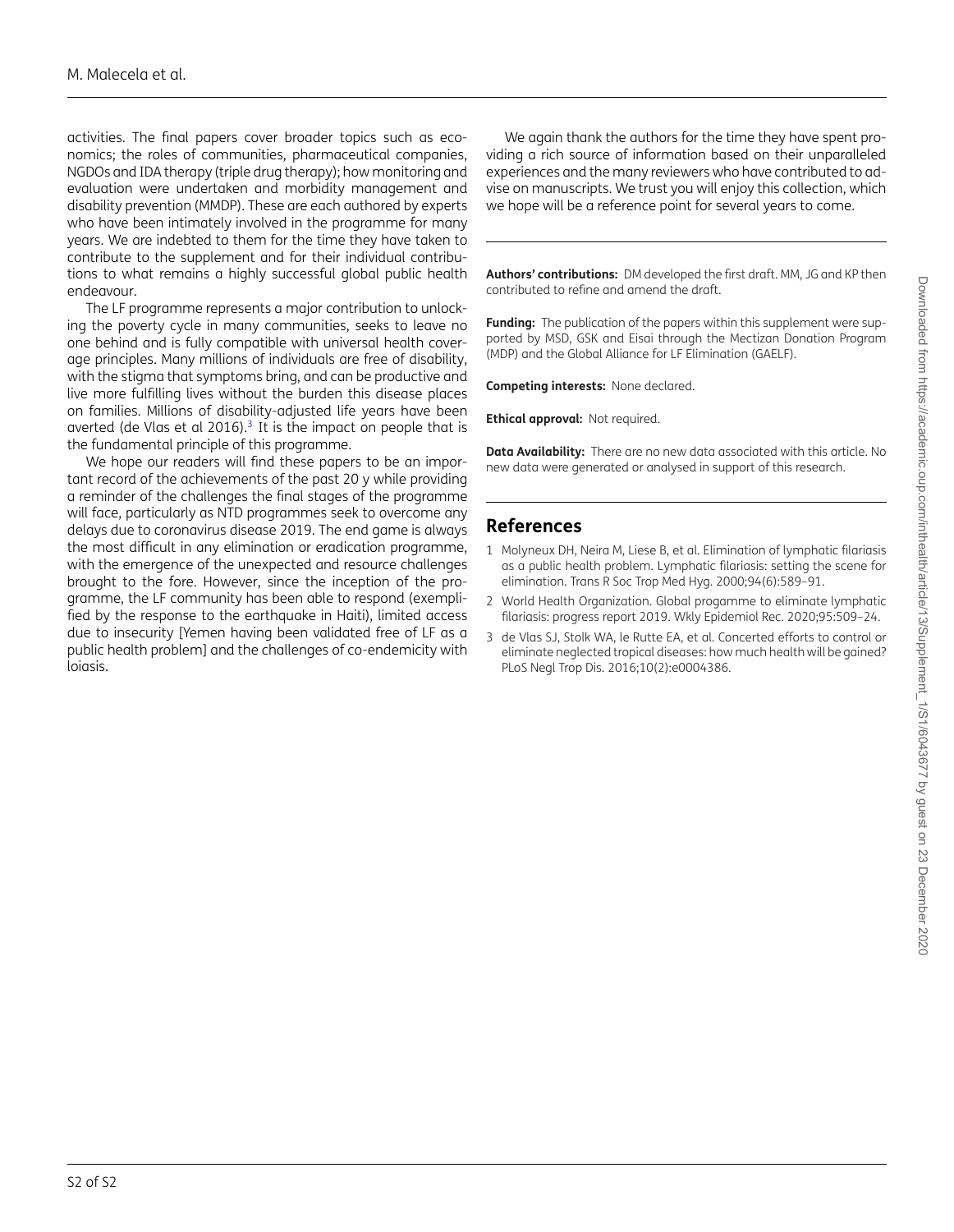activities. The final papers cover broader topics such as economics; the roles of communities, pharmaceutical companies, NGDOs and IDA therapy (triple drug therapy); how monitoring and evaluation were undertaken and morbidity management and disability prevention (MMDP). These are each authored by experts who have been intimately involved in the programme for many years. We are indebted to them for the time they have taken to contribute to the supplement and for their individual contributions to what remains a highly successful global public health endeavour.

The LF programme represents a major contribution to unlocking the poverty cycle in many communities, seeks to leave no one behind and is fully compatible with universal health coverage principles. Many millions of individuals are free of disability, with the stigma that symptoms bring, and can be productive and live more fulfilling lives without the burden this disease places on families. Millions of disability-adjusted life years have been averted (de Vlas et al 2016).[3] It is the impact on people that is the fundamental principle of this programme.

We hope our readers will find these papers to be an important record of the achievements of the past 20 y while providing a reminder of the challenges the final stages of the programme will face, particularly as NTD programmes seek to overcome any delays due to coronavirus disease 2019. The end game is always the most difficult in any elimination or eradication programme, with the emergence of the unexpected and resource challenges brought to the fore. However, since the inception of the programme, the LF community has been able to respond (exemplified by the response to the earthquake in Haiti), limited access due to insecurity [Yemen having been validated free of LF as a public health problem] and the challenges of co-endemicity with loiasis.

We again thank the authors for the time they have spent providing a rich source of information based on their unparalleled experiences and the many reviewers who have contributed to advise on manuscripts. We trust you will enjoy this collection, which we hope will be a reference point for several years to come.

**Authors' contributions:** DM developed the first draft. MM, JG and KP then contributed to refine and amend the draft.

**Funding:** The publication of the papers within this supplement were supported by MSD, GSK and Eisai through the Mectizan Donation Program (MDP) and the Global Alliance for LF Elimination (GAELF).

**Competing interests:** None declared.

**Ethical approval:** Not required.

**Data Availability:** There are no new data associated with this article. No new data were generated or analysed in support of this research.

## References

1. Molyneux DH, Neira M, Liese B, et al. Elimination of lymphatic filariasis as a public health problem. Lymphatic filariasis: setting the scene for elimination. Trans R Soc Trop Med Hyg. 2000;94(6):589–91.
2. World Health Organization. Global progamme to eliminate lymphatic filariasis: progress report 2019. Wkly Epidemiol Rec. 2020;95:509–24.
3. de Vlas SJ, Stolk WA, le Rutte EA, et al. Concerted efforts to control or eliminate neglected tropical diseases: how much health will be gained? PLoS Negl Trop Dis. 2016;10(2):e0004386.